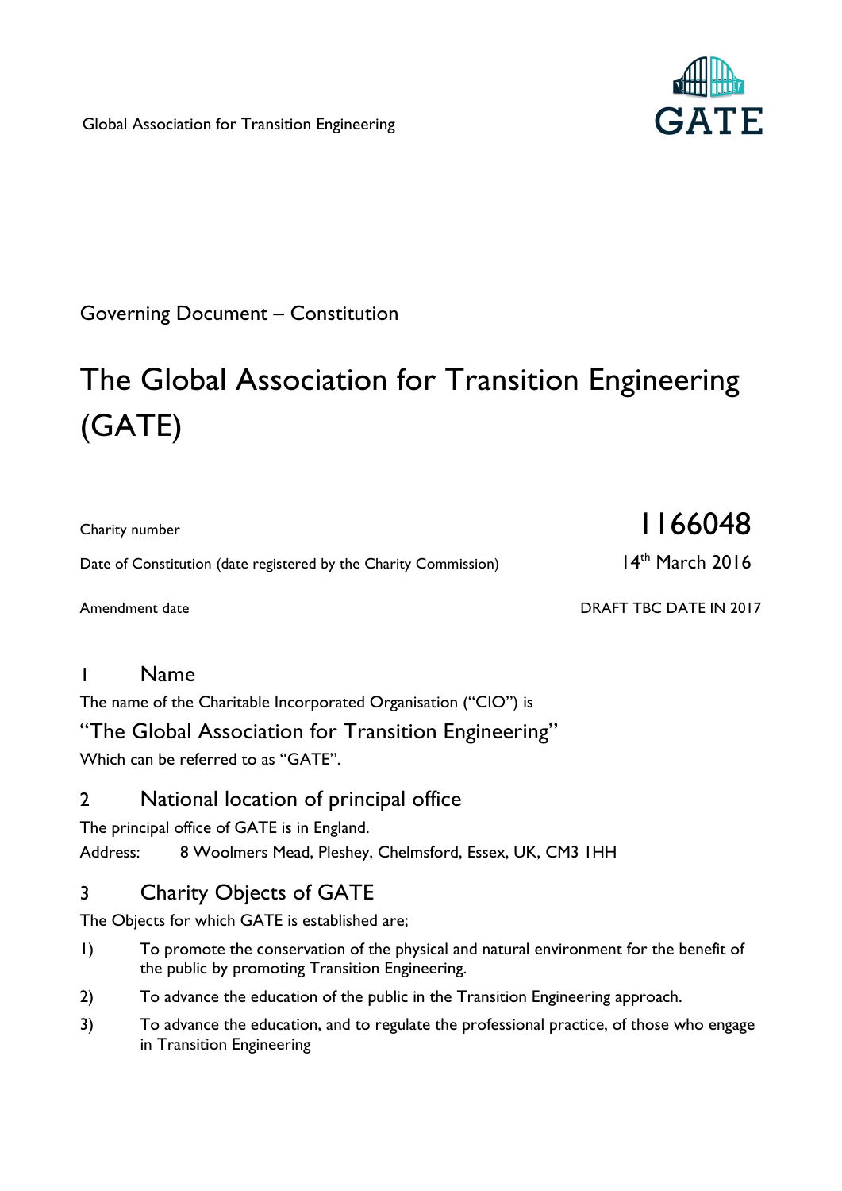Global Association for Transition Engineering

GATE

Governing Document – Constitution

# The Global Association for Transition Engineering (GATE)

Charity number 1166048

Date of Constitution (date registered by the Charity Commission) 14th March 2016

Amendment date DRAFT TBC DATE IN 2017

## 1 Name

The name of the Charitable Incorporated Organisation ("CIO") is

### "The Global Association for Transition Engineering"

Which can be referred to as "GATE".

## 2 National location of principal office

The principal office of GATE is in England.

Address: 8 Woolmers Mead, Pleshey, Chelmsford, Essex, UK, CM3 1HH

## 3 Charity Objects of GATE

The Objects for which GATE is established are;

1) To promote the conservation of the physical and natural environment for the benefit of the public by promoting Transition Engineering.
2) To advance the education of the public in the Transition Engineering approach.
3) To advance the education, and to regulate the professional practice, of those who engage in Transition Engineering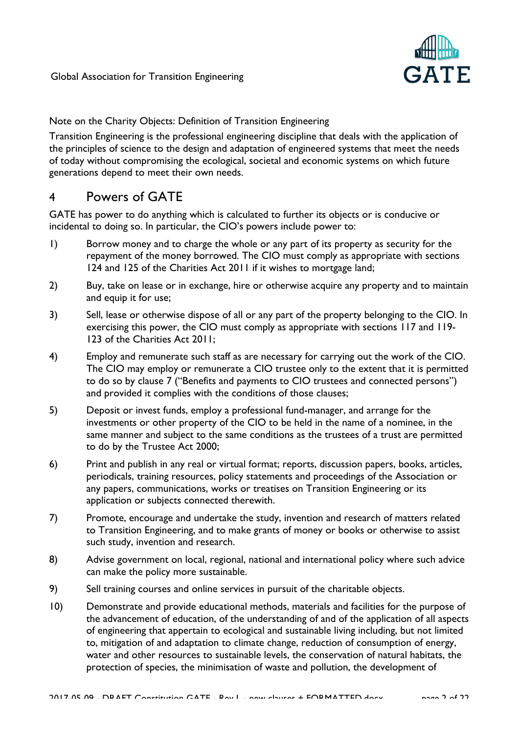Note on the Charity Objects: Definition of Transition Engineering

Transition Engineering is the professional engineering discipline that deals with the application of the principles of science to the design and adaptation of engineered systems that meet the needs of today without compromising the ecological, societal and economic systems on which future generations depend to meet their own needs.

# 4 Powers of GATE

GATE has power to do anything which is calculated to further its objects or is conducive or incidental to doing so. In particular, the CIO's powers include power to:

1) Borrow money and to charge the whole or any part of its property as security for the repayment of the money borrowed. The CIO must comply as appropriate with sections 124 and 125 of the Charities Act 2011 if it wishes to mortgage land;

2) Buy, take on lease or in exchange, hire or otherwise acquire any property and to maintain and equip it for use;

3) Sell, lease or otherwise dispose of all or any part of the property belonging to the CIO. In exercising this power, the CIO must comply as appropriate with sections 117 and 119-123 of the Charities Act 2011;

4) Employ and remunerate such staff as are necessary for carrying out the work of the CIO. The CIO may employ or remunerate a CIO trustee only to the extent that it is permitted to do so by clause 7 ("Benefits and payments to CIO trustees and connected persons") and provided it complies with the conditions of those clauses;

5) Deposit or invest funds, employ a professional fund-manager, and arrange for the investments or other property of the CIO to be held in the name of a nominee, in the same manner and subject to the same conditions as the trustees of a trust are permitted to do by the Trustee Act 2000;

6) Print and publish in any real or virtual format; reports, discussion papers, books, articles, periodicals, training resources, policy statements and proceedings of the Association or any papers, communications, works or treatises on Transition Engineering or its application or subjects connected therewith.

7) Promote, encourage and undertake the study, invention and research of matters related to Transition Engineering, and to make grants of money or books or otherwise to assist such study, invention and research.

8) Advise government on local, regional, national and international policy where such advice can make the policy more sustainable.

9) Sell training courses and online services in pursuit of the charitable objects.

10) Demonstrate and provide educational methods, materials and facilities for the purpose of the advancement of education, of the understanding of and of the application of all aspects of engineering that appertain to ecological and sustainable living including, but not limited to, mitigation of and adaptation to climate change, reduction of consumption of energy, water and other resources to sustainable levels, the conservation of natural habitats, the protection of species, the minimisation of waste and pollution, the development of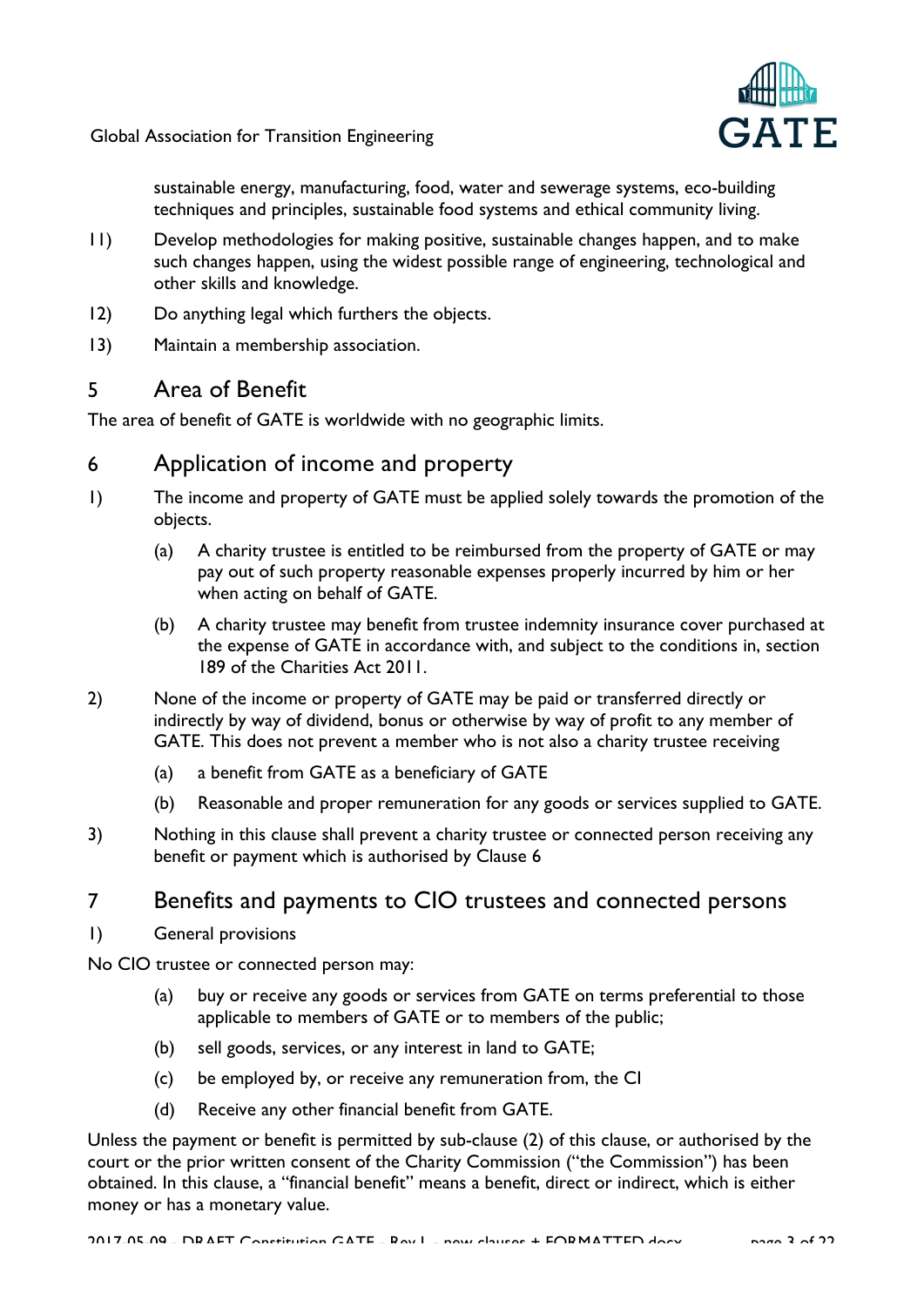sustainable energy, manufacturing, food, water and sewerage systems, eco-building techniques and principles, sustainable food systems and ethical community living.

11) Develop methodologies for making positive, sustainable changes happen, and to make such changes happen, using the widest possible range of engineering, technological and other skills and knowledge.

12) Do anything legal which furthers the objects.

13) Maintain a membership association.

## 5 Area of Benefit

The area of benefit of GATE is worldwide with no geographic limits.

## 6 Application of income and property

1) The income and property of GATE must be applied solely towards the promotion of the objects.

   (a) A charity trustee is entitled to be reimbursed from the property of GATE or may pay out of such property reasonable expenses properly incurred by him or her when acting on behalf of GATE.

   (b) A charity trustee may benefit from trustee indemnity insurance cover purchased at the expense of GATE in accordance with, and subject to the conditions in, section 189 of the Charities Act 2011.

2) None of the income or property of GATE may be paid or transferred directly or indirectly by way of dividend, bonus or otherwise by way of profit to any member of GATE. This does not prevent a member who is not also a charity trustee receiving

   (a) a benefit from GATE as a beneficiary of GATE

   (b) Reasonable and proper remuneration for any goods or services supplied to GATE.

3) Nothing in this clause shall prevent a charity trustee or connected person receiving any benefit or payment which is authorised by Clause 6

## 7 Benefits and payments to CIO trustees and connected persons

1) General provisions

No CIO trustee or connected person may:

   (a) buy or receive any goods or services from GATE on terms preferential to those applicable to members of GATE or to members of the public;

   (b) sell goods, services, or any interest in land to GATE;

   (c) be employed by, or receive any remuneration from, the CI

   (d) Receive any other financial benefit from GATE.

Unless the payment or benefit is permitted by sub-clause (2) of this clause, or authorised by the court or the prior written consent of the Charity Commission ("the Commission") has been obtained. In this clause, a "financial benefit" means a benefit, direct or indirect, which is either money or has a monetary value.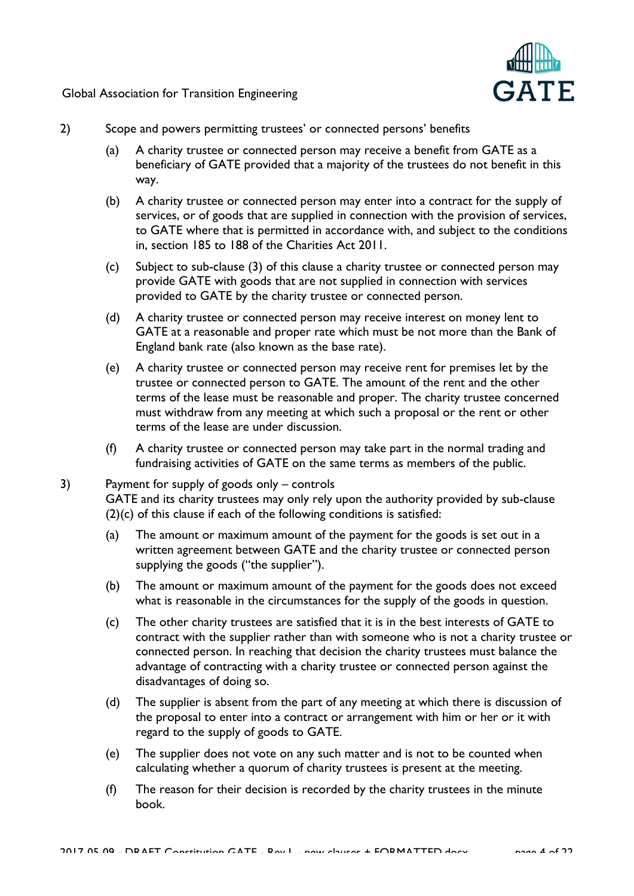2) Scope and powers permitting trustees' or connected persons' benefits

   (a) A charity trustee or connected person may receive a benefit from GATE as a beneficiary of GATE provided that a majority of the trustees do not benefit in this way.

   (b) A charity trustee or connected person may enter into a contract for the supply of services, or of goods that are supplied in connection with the provision of services, to GATE where that is permitted in accordance with, and subject to the conditions in, section 185 to 188 of the Charities Act 2011.

   (c) Subject to sub-clause (3) of this clause a charity trustee or connected person may provide GATE with goods that are not supplied in connection with services provided to GATE by the charity trustee or connected person.

   (d) A charity trustee or connected person may receive interest on money lent to GATE at a reasonable and proper rate which must be not more than the Bank of England bank rate (also known as the base rate).

   (e) A charity trustee or connected person may receive rent for premises let by the trustee or connected person to GATE. The amount of the rent and the other terms of the lease must be reasonable and proper. The charity trustee concerned must withdraw from any meeting at which such a proposal or the rent or other terms of the lease are under discussion.

   (f) A charity trustee or connected person may take part in the normal trading and fundraising activities of GATE on the same terms as members of the public.

3) Payment for supply of goods only – controls
   GATE and its charity trustees may only rely upon the authority provided by sub-clause (2)(c) of this clause if each of the following conditions is satisfied:

   (a) The amount or maximum amount of the payment for the goods is set out in a written agreement between GATE and the charity trustee or connected person supplying the goods ("the supplier").

   (b) The amount or maximum amount of the payment for the goods does not exceed what is reasonable in the circumstances for the supply of the goods in question.

   (c) The other charity trustees are satisfied that it is in the best interests of GATE to contract with the supplier rather than with someone who is not a charity trustee or connected person. In reaching that decision the charity trustees must balance the advantage of contracting with a charity trustee or connected person against the disadvantages of doing so.

   (d) The supplier is absent from the part of any meeting at which there is discussion of the proposal to enter into a contract or arrangement with him or her or it with regard to the supply of goods to GATE.

   (e) The supplier does not vote on any such matter and is not to be counted when calculating whether a quorum of charity trustees is present at the meeting.

   (f) The reason for their decision is recorded by the charity trustees in the minute book.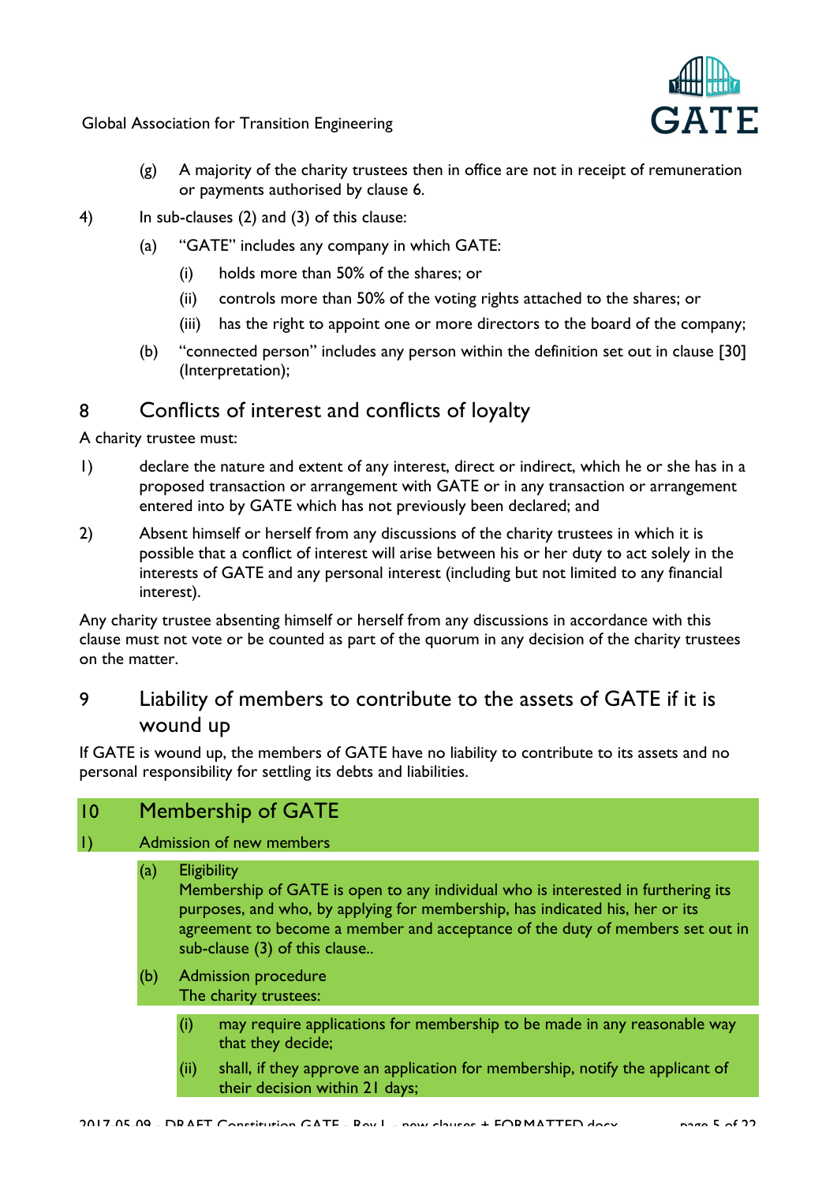(g) A majority of the charity trustees then in office are not in receipt of remuneration or payments authorised by clause 6.

4) In sub-clauses (2) and (3) of this clause:

   (a) “GATE” includes any company in which GATE:

      (i) holds more than 50% of the shares; or

      (ii) controls more than 50% of the voting rights attached to the shares; or

      (iii) has the right to appoint one or more directors to the board of the company;

   (b) “connected person” includes any person within the definition set out in clause [30] (Interpretation);

## 8 Conflicts of interest and conflicts of loyalty

A charity trustee must:

1) declare the nature and extent of any interest, direct or indirect, which he or she has in a proposed transaction or arrangement with GATE or in any transaction or arrangement entered into by GATE which has not previously been declared; and

2) Absent himself or herself from any discussions of the charity trustees in which it is possible that a conflict of interest will arise between his or her duty to act solely in the interests of GATE and any personal interest (including but not limited to any financial interest).

Any charity trustee absenting himself or herself from any discussions in accordance with this clause must not vote or be counted as part of the quorum in any decision of the charity trustees on the matter.

## 9 Liability of members to contribute to the assets of GATE if it is wound up

If GATE is wound up, the members of GATE have no liability to contribute to its assets and no personal responsibility for settling its debts and liabilities.

## 10 Membership of GATE

1) Admission of new members

   (a) Eligibility
   Membership of GATE is open to any individual who is interested in furthering its purposes, and who, by applying for membership, has indicated his, her or its agreement to become a member and acceptance of the duty of members set out in sub-clause (3) of this clause..

   (b) Admission procedure
   The charity trustees:

      (i) may require applications for membership to be made in any reasonable way that they decide;

      (ii) shall, if they approve an application for membership, notify the applicant of their decision within 21 days;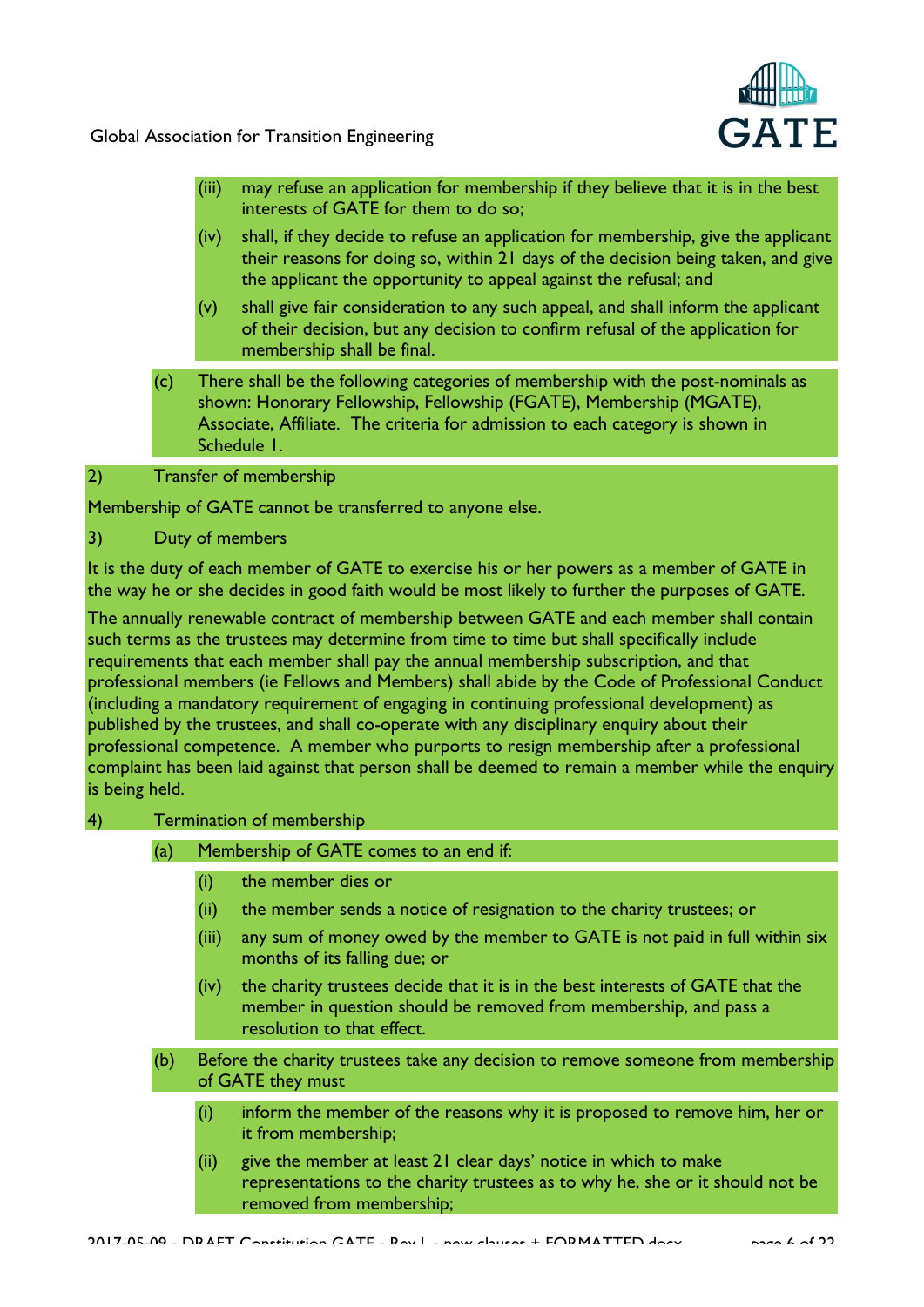(iii) may refuse an application for membership if they believe that it is in the best interests of GATE for them to do so;

(iv) shall, if they decide to refuse an application for membership, give the applicant their reasons for doing so, within 21 days of the decision being taken, and give the applicant the opportunity to appeal against the refusal; and

(v) shall give fair consideration to any such appeal, and shall inform the applicant of their decision, but any decision to confirm refusal of the application for membership shall be final.

(c) There shall be the following categories of membership with the post-nominals as shown: Honorary Fellowship, Fellowship (FGATE), Membership (MGATE), Associate, Affiliate. The criteria for admission to each category is shown in Schedule 1.

2) Transfer of membership

Membership of GATE cannot be transferred to anyone else.

3) Duty of members

It is the duty of each member of GATE to exercise his or her powers as a member of GATE in the way he or she decides in good faith would be most likely to further the purposes of GATE.

The annually renewable contract of membership between GATE and each member shall contain such terms as the trustees may determine from time to time but shall specifically include requirements that each member shall pay the annual membership subscription, and that professional members (ie Fellows and Members) shall abide by the Code of Professional Conduct (including a mandatory requirement of engaging in continuing professional development) as published by the trustees, and shall co-operate with any disciplinary enquiry about their professional competence. A member who purports to resign membership after a professional complaint has been laid against that person shall be deemed to remain a member while the enquiry is being held.

4) Termination of membership

(a) Membership of GATE comes to an end if:

(i) the member dies or

(ii) the member sends a notice of resignation to the charity trustees; or

(iii) any sum of money owed by the member to GATE is not paid in full within six months of its falling due; or

(iv) the charity trustees decide that it is in the best interests of GATE that the member in question should be removed from membership, and pass a resolution to that effect.

(b) Before the charity trustees take any decision to remove someone from membership of GATE they must

(i) inform the member of the reasons why it is proposed to remove him, her or it from membership;

(ii) give the member at least 21 clear days' notice in which to make representations to the charity trustees as to why he, she or it should not be removed from membership;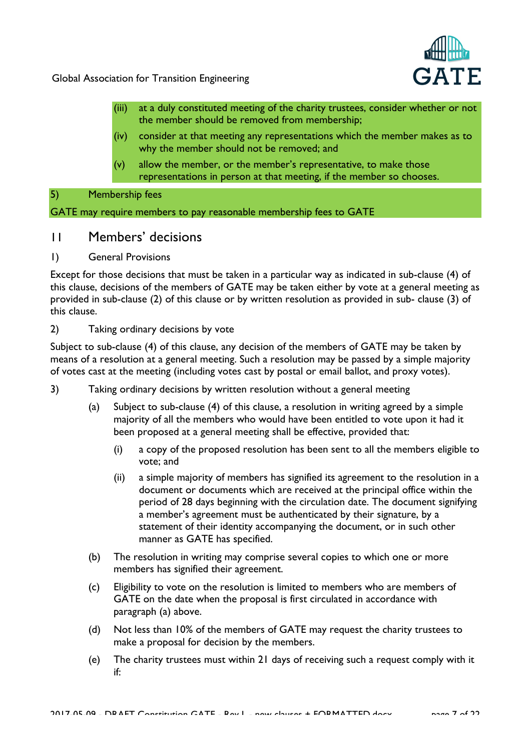(iii) at a duly constituted meeting of the charity trustees, consider whether or not the member should be removed from membership;

(iv) consider at that meeting any representations which the member makes as to why the member should not be removed; and

(v) allow the member, or the member's representative, to make those representations in person at that meeting, if the member so chooses.

5) Membership fees

GATE may require members to pay reasonable membership fees to GATE

## 11 Members' decisions

1) General Provisions

Except for those decisions that must be taken in a particular way as indicated in sub-clause (4) of this clause, decisions of the members of GATE may be taken either by vote at a general meeting as provided in sub-clause (2) of this clause or by written resolution as provided in sub- clause (3) of this clause.

2) Taking ordinary decisions by vote

Subject to sub-clause (4) of this clause, any decision of the members of GATE may be taken by means of a resolution at a general meeting. Such a resolution may be passed by a simple majority of votes cast at the meeting (including votes cast by postal or email ballot, and proxy votes).

3) Taking ordinary decisions by written resolution without a general meeting

(a) Subject to sub-clause (4) of this clause, a resolution in writing agreed by a simple majority of all the members who would have been entitled to vote upon it had it been proposed at a general meeting shall be effective, provided that:

(i) a copy of the proposed resolution has been sent to all the members eligible to vote; and

(ii) a simple majority of members has signified its agreement to the resolution in a document or documents which are received at the principal office within the period of 28 days beginning with the circulation date. The document signifying a member's agreement must be authenticated by their signature, by a statement of their identity accompanying the document, or in such other manner as GATE has specified.

(b) The resolution in writing may comprise several copies to which one or more members has signified their agreement.

(c) Eligibility to vote on the resolution is limited to members who are members of GATE on the date when the proposal is first circulated in accordance with paragraph (a) above.

(d) Not less than 10% of the members of GATE may request the charity trustees to make a proposal for decision by the members.

(e) The charity trustees must within 21 days of receiving such a request comply with it if: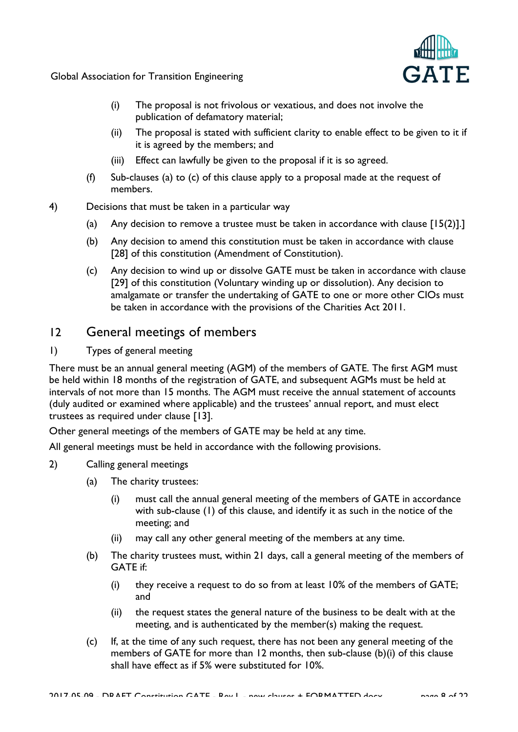(i) The proposal is not frivolous or vexatious, and does not involve the publication of defamatory material;

(ii) The proposal is stated with sufficient clarity to enable effect to be given to it if it is agreed by the members; and

(iii) Effect can lawfully be given to the proposal if it is so agreed.

(f) Sub-clauses (a) to (c) of this clause apply to a proposal made at the request of members.

4) Decisions that must be taken in a particular way

(a) Any decision to remove a trustee must be taken in accordance with clause [15(2)].]

(b) Any decision to amend this constitution must be taken in accordance with clause [28] of this constitution (Amendment of Constitution).

(c) Any decision to wind up or dissolve GATE must be taken in accordance with clause [29] of this constitution (Voluntary winding up or dissolution). Any decision to amalgamate or transfer the undertaking of GATE to one or more other CIOs must be taken in accordance with the provisions of the Charities Act 2011.

## 12 General meetings of members

1) Types of general meeting

There must be an annual general meeting (AGM) of the members of GATE. The first AGM must be held within 18 months of the registration of GATE, and subsequent AGMs must be held at intervals of not more than 15 months. The AGM must receive the annual statement of accounts (duly audited or examined where applicable) and the trustees' annual report, and must elect trustees as required under clause [13].

Other general meetings of the members of GATE may be held at any time.

All general meetings must be held in accordance with the following provisions.

2) Calling general meetings

(a) The charity trustees:

(i) must call the annual general meeting of the members of GATE in accordance with sub-clause (1) of this clause, and identify it as such in the notice of the meeting; and

(ii) may call any other general meeting of the members at any time.

(b) The charity trustees must, within 21 days, call a general meeting of the members of GATE if:

(i) they receive a request to do so from at least 10% of the members of GATE; and

(ii) the request states the general nature of the business to be dealt with at the meeting, and is authenticated by the member(s) making the request.

(c) If, at the time of any such request, there has not been any general meeting of the members of GATE for more than 12 months, then sub-clause (b)(i) of this clause shall have effect as if 5% were substituted for 10%.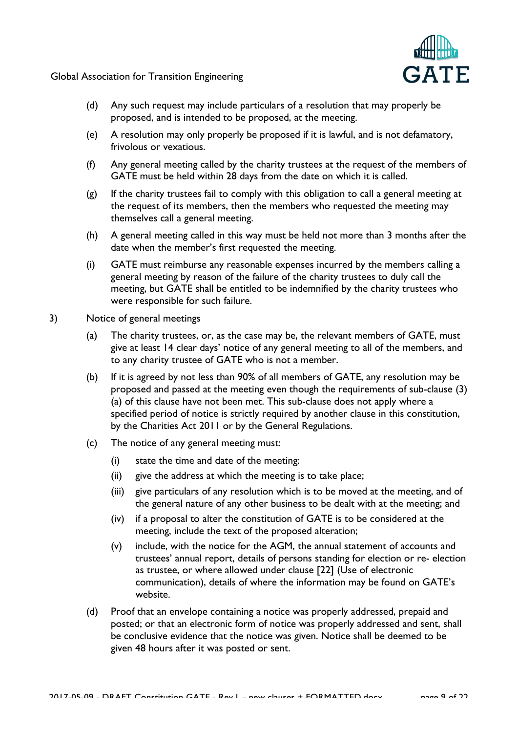(d) Any such request may include particulars of a resolution that may properly be proposed, and is intended to be proposed, at the meeting.

(e) A resolution may only properly be proposed if it is lawful, and is not defamatory, frivolous or vexatious.

(f) Any general meeting called by the charity trustees at the request of the members of GATE must be held within 28 days from the date on which it is called.

(g) If the charity trustees fail to comply with this obligation to call a general meeting at the request of its members, then the members who requested the meeting may themselves call a general meeting.

(h) A general meeting called in this way must be held not more than 3 months after the date when the member's first requested the meeting.

(i) GATE must reimburse any reasonable expenses incurred by the members calling a general meeting by reason of the failure of the charity trustees to duly call the meeting, but GATE shall be entitled to be indemnified by the charity trustees who were responsible for such failure.

3) Notice of general meetings

(a) The charity trustees, or, as the case may be, the relevant members of GATE, must give at least 14 clear days' notice of any general meeting to all of the members, and to any charity trustee of GATE who is not a member.

(b) If it is agreed by not less than 90% of all members of GATE, any resolution may be proposed and passed at the meeting even though the requirements of sub-clause (3)(a) of this clause have not been met. This sub-clause does not apply where a specified period of notice is strictly required by another clause in this constitution, by the Charities Act 2011 or by the General Regulations.

(c) The notice of any general meeting must:

(i) state the time and date of the meeting:

(ii) give the address at which the meeting is to take place;

(iii) give particulars of any resolution which is to be moved at the meeting, and of the general nature of any other business to be dealt with at the meeting; and

(iv) if a proposal to alter the constitution of GATE is to be considered at the meeting, include the text of the proposed alteration;

(v) include, with the notice for the AGM, the annual statement of accounts and trustees' annual report, details of persons standing for election or re- election as trustee, or where allowed under clause [22] (Use of electronic communication), details of where the information may be found on GATE's website.

(d) Proof that an envelope containing a notice was properly addressed, prepaid and posted; or that an electronic form of notice was properly addressed and sent, shall be conclusive evidence that the notice was given. Notice shall be deemed to be given 48 hours after it was posted or sent.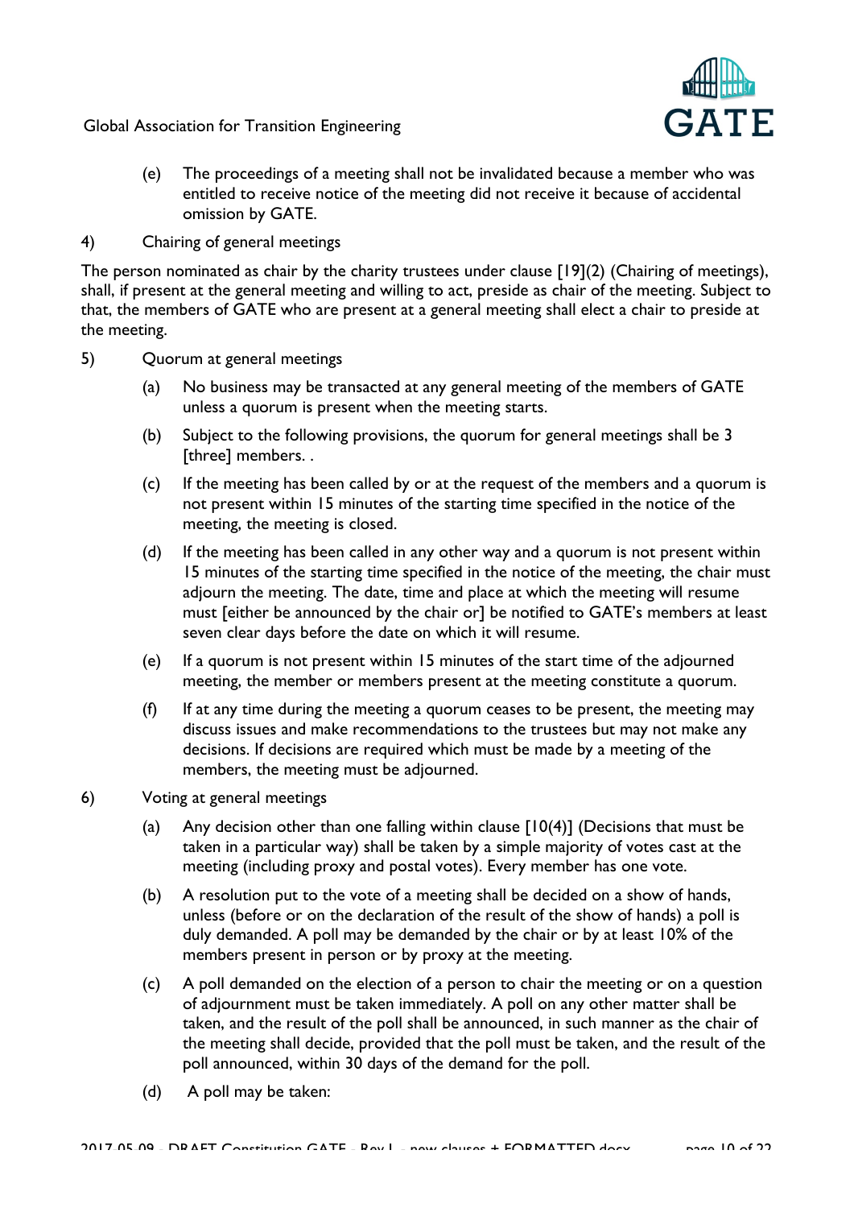(e) The proceedings of a meeting shall not be invalidated because a member who was entitled to receive notice of the meeting did not receive it because of accidental omission by GATE.

4) Chairing of general meetings

The person nominated as chair by the charity trustees under clause [19](2) (Chairing of meetings), shall, if present at the general meeting and willing to act, preside as chair of the meeting. Subject to that, the members of GATE who are present at a general meeting shall elect a chair to preside at the meeting.

5) Quorum at general meetings

(a) No business may be transacted at any general meeting of the members of GATE unless a quorum is present when the meeting starts.

(b) Subject to the following provisions, the quorum for general meetings shall be 3 [three] members. .

(c) If the meeting has been called by or at the request of the members and a quorum is not present within 15 minutes of the starting time specified in the notice of the meeting, the meeting is closed.

(d) If the meeting has been called in any other way and a quorum is not present within 15 minutes of the starting time specified in the notice of the meeting, the chair must adjourn the meeting. The date, time and place at which the meeting will resume must [either be announced by the chair or] be notified to GATE's members at least seven clear days before the date on which it will resume.

(e) If a quorum is not present within 15 minutes of the start time of the adjourned meeting, the member or members present at the meeting constitute a quorum.

(f) If at any time during the meeting a quorum ceases to be present, the meeting may discuss issues and make recommendations to the trustees but may not make any decisions. If decisions are required which must be made by a meeting of the members, the meeting must be adjourned.

6) Voting at general meetings

(a) Any decision other than one falling within clause [10(4)] (Decisions that must be taken in a particular way) shall be taken by a simple majority of votes cast at the meeting (including proxy and postal votes). Every member has one vote.

(b) A resolution put to the vote of a meeting shall be decided on a show of hands, unless (before or on the declaration of the result of the show of hands) a poll is duly demanded. A poll may be demanded by the chair or by at least 10% of the members present in person or by proxy at the meeting.

(c) A poll demanded on the election of a person to chair the meeting or on a question of adjournment must be taken immediately. A poll on any other matter shall be taken, and the result of the poll shall be announced, in such manner as the chair of the meeting shall decide, provided that the poll must be taken, and the result of the poll announced, within 30 days of the demand for the poll.

(d) A poll may be taken: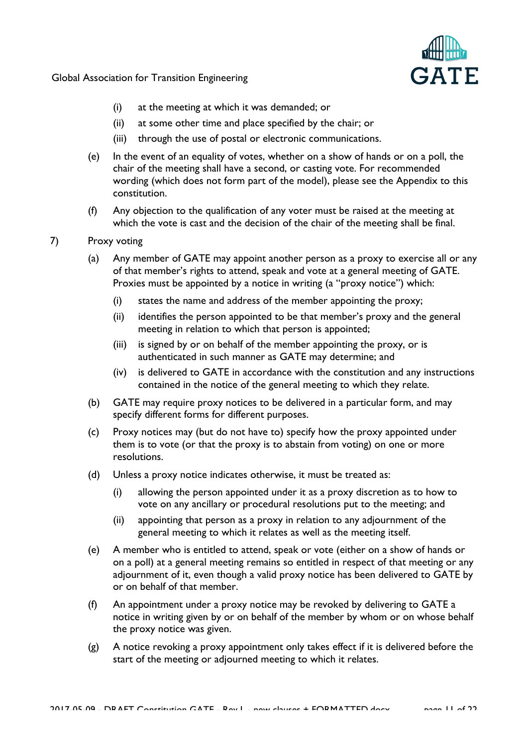(i) at the meeting at which it was demanded; or

(ii) at some other time and place specified by the chair; or

(iii) through the use of postal or electronic communications.

(e) In the event of an equality of votes, whether on a show of hands or on a poll, the chair of the meeting shall have a second, or casting vote. For recommended wording (which does not form part of the model), please see the Appendix to this constitution.

(f) Any objection to the qualification of any voter must be raised at the meeting at which the vote is cast and the decision of the chair of the meeting shall be final.

7) Proxy voting

(a) Any member of GATE may appoint another person as a proxy to exercise all or any of that member's rights to attend, speak and vote at a general meeting of GATE. Proxies must be appointed by a notice in writing (a "proxy notice") which:

(i) states the name and address of the member appointing the proxy;

(ii) identifies the person appointed to be that member's proxy and the general meeting in relation to which that person is appointed;

(iii) is signed by or on behalf of the member appointing the proxy, or is authenticated in such manner as GATE may determine; and

(iv) is delivered to GATE in accordance with the constitution and any instructions contained in the notice of the general meeting to which they relate.

(b) GATE may require proxy notices to be delivered in a particular form, and may specify different forms for different purposes.

(c) Proxy notices may (but do not have to) specify how the proxy appointed under them is to vote (or that the proxy is to abstain from voting) on one or more resolutions.

(d) Unless a proxy notice indicates otherwise, it must be treated as:

(i) allowing the person appointed under it as a proxy discretion as to how to vote on any ancillary or procedural resolutions put to the meeting; and

(ii) appointing that person as a proxy in relation to any adjournment of the general meeting to which it relates as well as the meeting itself.

(e) A member who is entitled to attend, speak or vote (either on a show of hands or on a poll) at a general meeting remains so entitled in respect of that meeting or any adjournment of it, even though a valid proxy notice has been delivered to GATE by or on behalf of that member.

(f) An appointment under a proxy notice may be revoked by delivering to GATE a notice in writing given by or on behalf of the member by whom or on whose behalf the proxy notice was given.

(g) A notice revoking a proxy appointment only takes effect if it is delivered before the start of the meeting or adjourned meeting to which it relates.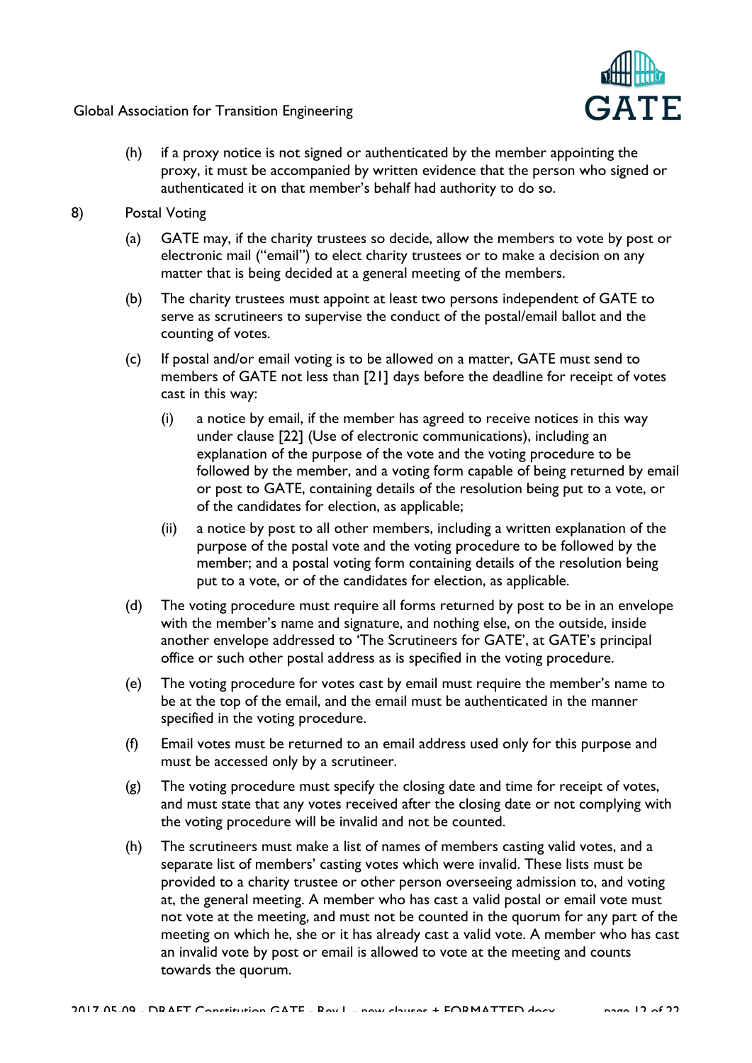(h) if a proxy notice is not signed or authenticated by the member appointing the proxy, it must be accompanied by written evidence that the person who signed or authenticated it on that member's behalf had authority to do so.

8) Postal Voting

(a) GATE may, if the charity trustees so decide, allow the members to vote by post or electronic mail ("email") to elect charity trustees or to make a decision on any matter that is being decided at a general meeting of the members.

(b) The charity trustees must appoint at least two persons independent of GATE to serve as scrutineers to supervise the conduct of the postal/email ballot and the counting of votes.

(c) If postal and/or email voting is to be allowed on a matter, GATE must send to members of GATE not less than [21] days before the deadline for receipt of votes cast in this way:

(i) a notice by email, if the member has agreed to receive notices in this way under clause [22] (Use of electronic communications), including an explanation of the purpose of the vote and the voting procedure to be followed by the member, and a voting form capable of being returned by email or post to GATE, containing details of the resolution being put to a vote, or of the candidates for election, as applicable;

(ii) a notice by post to all other members, including a written explanation of the purpose of the postal vote and the voting procedure to be followed by the member; and a postal voting form containing details of the resolution being put to a vote, or of the candidates for election, as applicable.

(d) The voting procedure must require all forms returned by post to be in an envelope with the member's name and signature, and nothing else, on the outside, inside another envelope addressed to 'The Scrutineers for GATE', at GATE's principal office or such other postal address as is specified in the voting procedure.

(e) The voting procedure for votes cast by email must require the member's name to be at the top of the email, and the email must be authenticated in the manner specified in the voting procedure.

(f) Email votes must be returned to an email address used only for this purpose and must be accessed only by a scrutineer.

(g) The voting procedure must specify the closing date and time for receipt of votes, and must state that any votes received after the closing date or not complying with the voting procedure will be invalid and not be counted.

(h) The scrutineers must make a list of names of members casting valid votes, and a separate list of members' casting votes which were invalid. These lists must be provided to a charity trustee or other person overseeing admission to, and voting at, the general meeting. A member who has cast a valid postal or email vote must not vote at the meeting, and must not be counted in the quorum for any part of the meeting on which he, she or it has already cast a valid vote. A member who has cast an invalid vote by post or email is allowed to vote at the meeting and counts towards the quorum.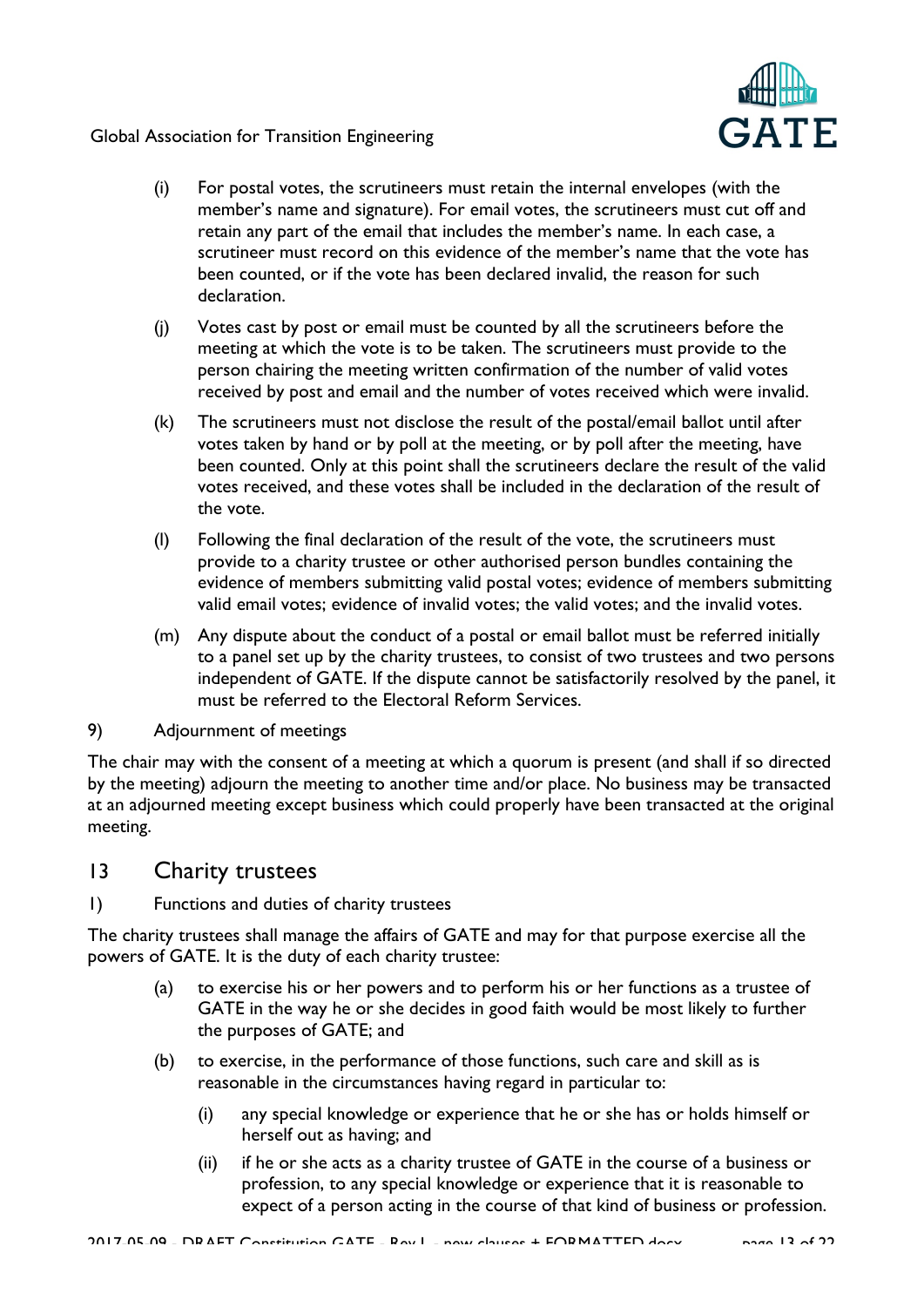(i) For postal votes, the scrutineers must retain the internal envelopes (with the member's name and signature). For email votes, the scrutineers must cut off and retain any part of the email that includes the member's name. In each case, a scrutineer must record on this evidence of the member's name that the vote has been counted, or if the vote has been declared invalid, the reason for such declaration.

(j) Votes cast by post or email must be counted by all the scrutineers before the meeting at which the vote is to be taken. The scrutineers must provide to the person chairing the meeting written confirmation of the number of valid votes received by post and email and the number of votes received which were invalid.

(k) The scrutineers must not disclose the result of the postal/email ballot until after votes taken by hand or by poll at the meeting, or by poll after the meeting, have been counted. Only at this point shall the scrutineers declare the result of the valid votes received, and these votes shall be included in the declaration of the result of the vote.

(l) Following the final declaration of the result of the vote, the scrutineers must provide to a charity trustee or other authorised person bundles containing the evidence of members submitting valid postal votes; evidence of members submitting valid email votes; evidence of invalid votes; the valid votes; and the invalid votes.

(m) Any dispute about the conduct of a postal or email ballot must be referred initially to a panel set up by the charity trustees, to consist of two trustees and two persons independent of GATE. If the dispute cannot be satisfactorily resolved by the panel, it must be referred to the Electoral Reform Services.

9) Adjournment of meetings

The chair may with the consent of a meeting at which a quorum is present (and shall if so directed by the meeting) adjourn the meeting to another time and/or place. No business may be transacted at an adjourned meeting except business which could properly have been transacted at the original meeting.

## 13 Charity trustees

1) Functions and duties of charity trustees

The charity trustees shall manage the affairs of GATE and may for that purpose exercise all the powers of GATE. It is the duty of each charity trustee:

(a) to exercise his or her powers and to perform his or her functions as a trustee of GATE in the way he or she decides in good faith would be most likely to further the purposes of GATE; and

(b) to exercise, in the performance of those functions, such care and skill as is reasonable in the circumstances having regard in particular to:

  (i) any special knowledge or experience that he or she has or holds himself or herself out as having; and

  (ii) if he or she acts as a charity trustee of GATE in the course of a business or profession, to any special knowledge or experience that it is reasonable to expect of a person acting in the course of that kind of business or profession.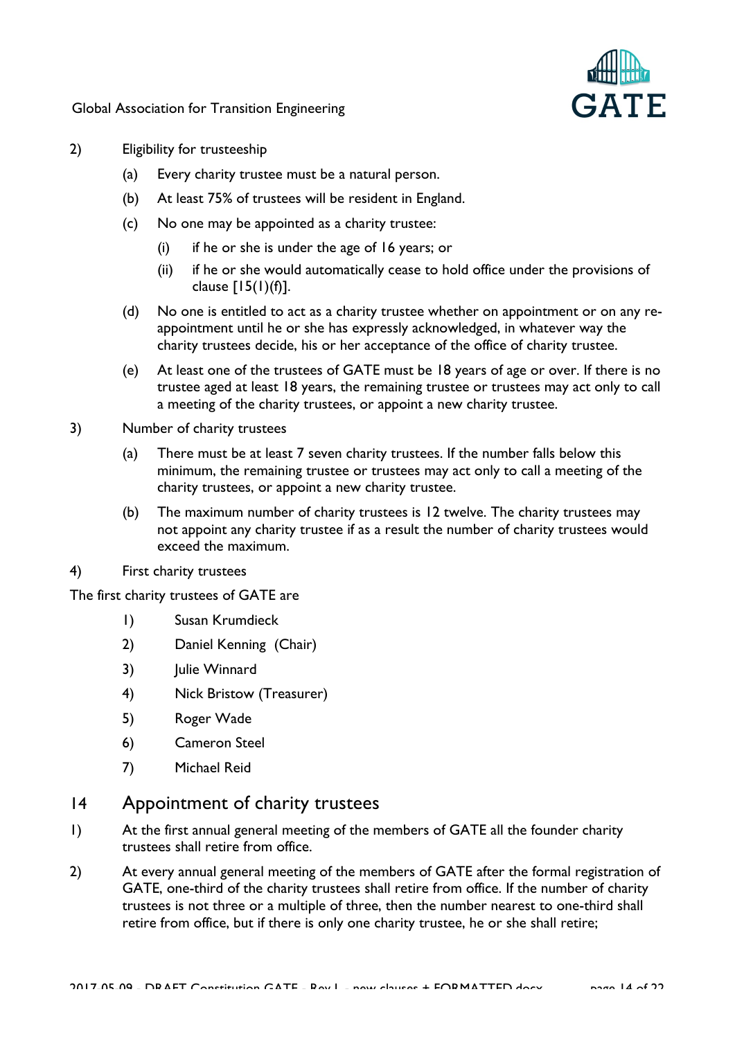2) Eligibility for trusteeship

   (a) Every charity trustee must be a natural person.

   (b) At least 75% of trustees will be resident in England.

   (c) No one may be appointed as a charity trustee:

      (i) if he or she is under the age of 16 years; or

      (ii) if he or she would automatically cease to hold office under the provisions of clause [15(1)(f)].

   (d) No one is entitled to act as a charity trustee whether on appointment or on any re-appointment until he or she has expressly acknowledged, in whatever way the charity trustees decide, his or her acceptance of the office of charity trustee.

   (e) At least one of the trustees of GATE must be 18 years of age or over. If there is no trustee aged at least 18 years, the remaining trustee or trustees may act only to call a meeting of the charity trustees, or appoint a new charity trustee.

3) Number of charity trustees

   (a) There must be at least 7 seven charity trustees. If the number falls below this minimum, the remaining trustee or trustees may act only to call a meeting of the charity trustees, or appoint a new charity trustee.

   (b) The maximum number of charity trustees is 12 twelve. The charity trustees may not appoint any charity trustee if as a result the number of charity trustees would exceed the maximum.

4) First charity trustees

The first charity trustees of GATE are

   1) Susan Krumdieck

   2) Daniel Kenning (Chair)

   3) Julie Winnard

   4) Nick Bristow (Treasurer)

   5) Roger Wade

   6) Cameron Steel

   7) Michael Reid

## 14 Appointment of charity trustees

1) At the first annual general meeting of the members of GATE all the founder charity trustees shall retire from office.

2) At every annual general meeting of the members of GATE after the formal registration of GATE, one-third of the charity trustees shall retire from office. If the number of charity trustees is not three or a multiple of three, then the number nearest to one-third shall retire from office, but if there is only one charity trustee, he or she shall retire;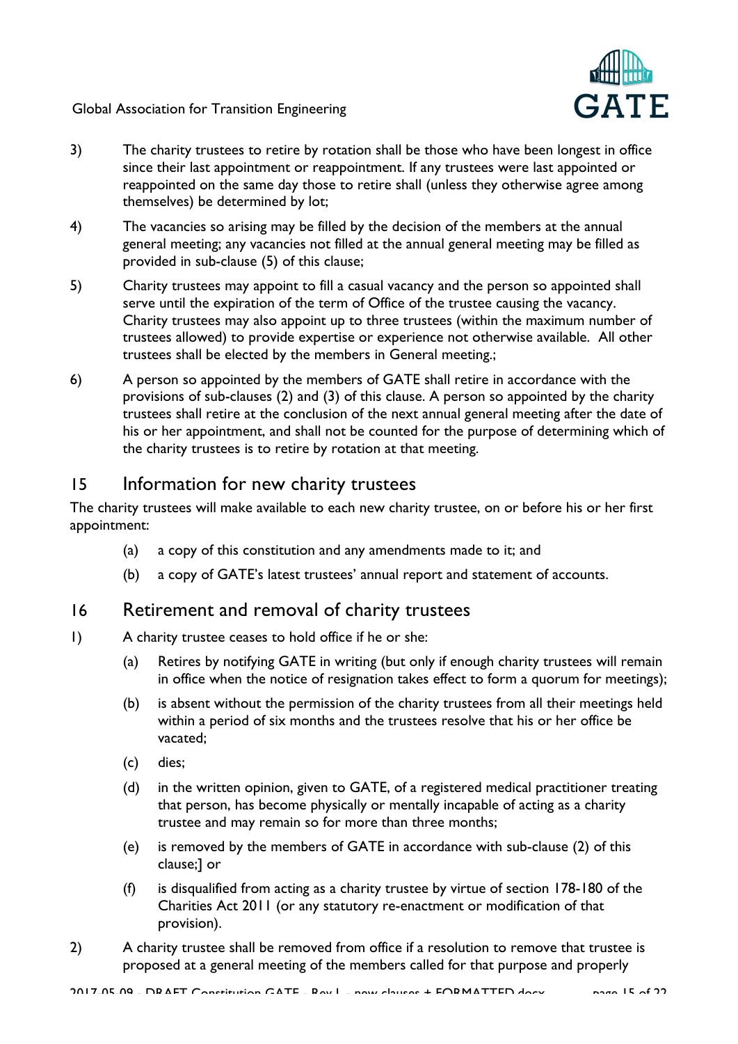3) The charity trustees to retire by rotation shall be those who have been longest in office since their last appointment or reappointment. If any trustees were last appointed or reappointed on the same day those to retire shall (unless they otherwise agree among themselves) be determined by lot;

4) The vacancies so arising may be filled by the decision of the members at the annual general meeting; any vacancies not filled at the annual general meeting may be filled as provided in sub-clause (5) of this clause;

5) Charity trustees may appoint to fill a casual vacancy and the person so appointed shall serve until the expiration of the term of Office of the trustee causing the vacancy. Charity trustees may also appoint up to three trustees (within the maximum number of trustees allowed) to provide expertise or experience not otherwise available. All other trustees shall be elected by the members in General meeting.;

6) A person so appointed by the members of GATE shall retire in accordance with the provisions of sub-clauses (2) and (3) of this clause. A person so appointed by the charity trustees shall retire at the conclusion of the next annual general meeting after the date of his or her appointment, and shall not be counted for the purpose of determining which of the charity trustees is to retire by rotation at that meeting.

## 15 Information for new charity trustees

The charity trustees will make available to each new charity trustee, on or before his or her first appointment:

(a) a copy of this constitution and any amendments made to it; and

(b) a copy of GATE's latest trustees' annual report and statement of accounts.

## 16 Retirement and removal of charity trustees

1) A charity trustee ceases to hold office if he or she:

(a) Retires by notifying GATE in writing (but only if enough charity trustees will remain in office when the notice of resignation takes effect to form a quorum for meetings);

(b) is absent without the permission of the charity trustees from all their meetings held within a period of six months and the trustees resolve that his or her office be vacated;

(c) dies;

(d) in the written opinion, given to GATE, of a registered medical practitioner treating that person, has become physically or mentally incapable of acting as a charity trustee and may remain so for more than three months;

(e) is removed by the members of GATE in accordance with sub-clause (2) of this clause;] or

(f) is disqualified from acting as a charity trustee by virtue of section 178-180 of the Charities Act 2011 (or any statutory re-enactment or modification of that provision).

2) A charity trustee shall be removed from office if a resolution to remove that trustee is proposed at a general meeting of the members called for that purpose and properly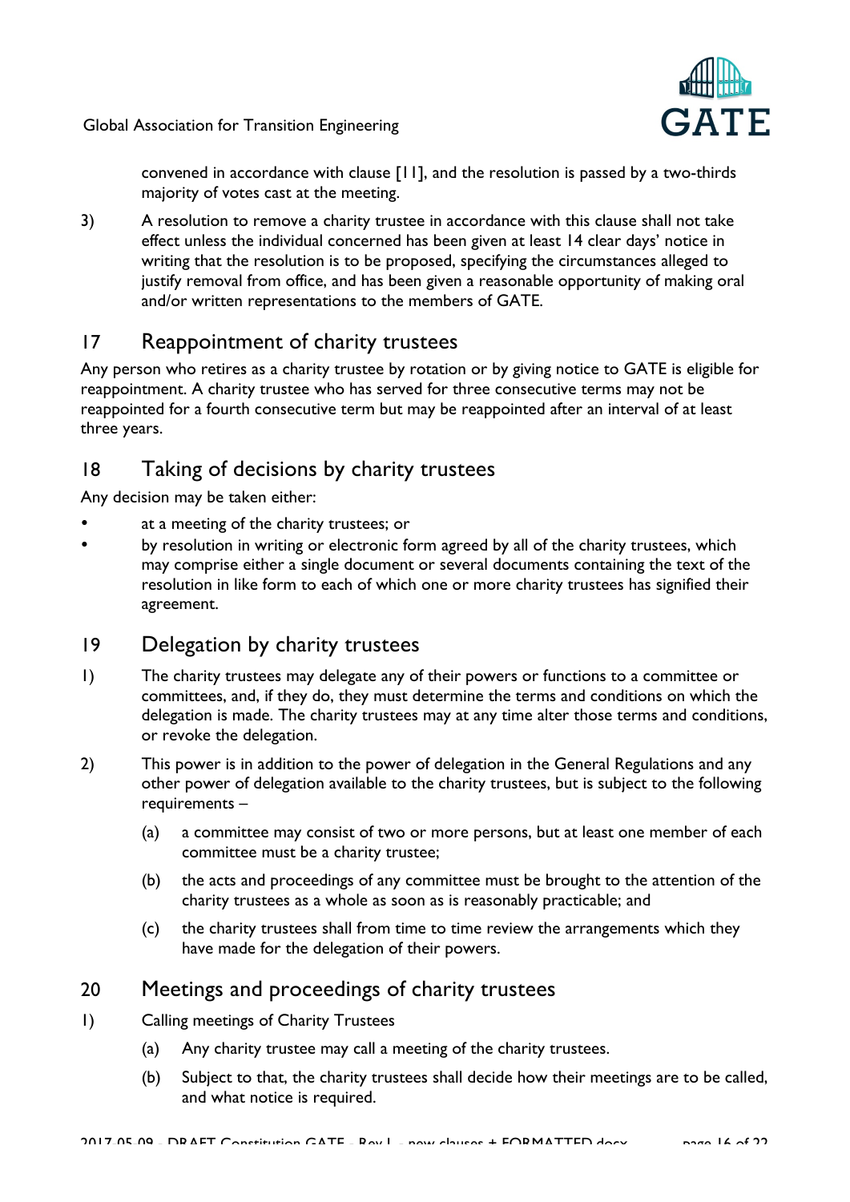convened in accordance with clause [11], and the resolution is passed by a two-thirds majority of votes cast at the meeting.

3) A resolution to remove a charity trustee in accordance with this clause shall not take effect unless the individual concerned has been given at least 14 clear days' notice in writing that the resolution is to be proposed, specifying the circumstances alleged to justify removal from office, and has been given a reasonable opportunity of making oral and/or written representations to the members of GATE.

## 17 Reappointment of charity trustees

Any person who retires as a charity trustee by rotation or by giving notice to GATE is eligible for reappointment. A charity trustee who has served for three consecutive terms may not be reappointed for a fourth consecutive term but may be reappointed after an interval of at least three years.

## 18 Taking of decisions by charity trustees

Any decision may be taken either:

- at a meeting of the charity trustees; or
- by resolution in writing or electronic form agreed by all of the charity trustees, which may comprise either a single document or several documents containing the text of the resolution in like form to each of which one or more charity trustees has signified their agreement.

## 19 Delegation by charity trustees

1) The charity trustees may delegate any of their powers or functions to a committee or committees, and, if they do, they must determine the terms and conditions on which the delegation is made. The charity trustees may at any time alter those terms and conditions, or revoke the delegation.

2) This power is in addition to the power of delegation in the General Regulations and any other power of delegation available to the charity trustees, but is subject to the following requirements –

    (a) a committee may consist of two or more persons, but at least one member of each committee must be a charity trustee;

    (b) the acts and proceedings of any committee must be brought to the attention of the charity trustees as a whole as soon as is reasonably practicable; and

    (c) the charity trustees shall from time to time review the arrangements which they have made for the delegation of their powers.

## 20 Meetings and proceedings of charity trustees

1) Calling meetings of Charity Trustees

    (a) Any charity trustee may call a meeting of the charity trustees.

    (b) Subject to that, the charity trustees shall decide how their meetings are to be called, and what notice is required.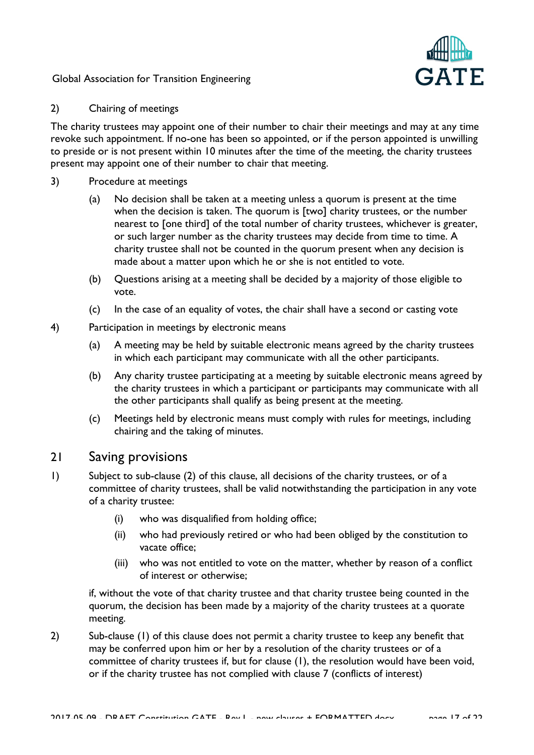2) Chairing of meetings

The charity trustees may appoint one of their number to chair their meetings and may at any time revoke such appointment. If no-one has been so appointed, or if the person appointed is unwilling to preside or is not present within 10 minutes after the time of the meeting, the charity trustees present may appoint one of their number to chair that meeting.

3) Procedure at meetings

(a) No decision shall be taken at a meeting unless a quorum is present at the time when the decision is taken. The quorum is [two] charity trustees, or the number nearest to [one third] of the total number of charity trustees, whichever is greater, or such larger number as the charity trustees may decide from time to time. A charity trustee shall not be counted in the quorum present when any decision is made about a matter upon which he or she is not entitled to vote.

(b) Questions arising at a meeting shall be decided by a majority of those eligible to vote.

(c) In the case of an equality of votes, the chair shall have a second or casting vote

4) Participation in meetings by electronic means

(a) A meeting may be held by suitable electronic means agreed by the charity trustees in which each participant may communicate with all the other participants.

(b) Any charity trustee participating at a meeting by suitable electronic means agreed by the charity trustees in which a participant or participants may communicate with all the other participants shall qualify as being present at the meeting.

(c) Meetings held by electronic means must comply with rules for meetings, including chairing and the taking of minutes.

## 21 Saving provisions

1) Subject to sub-clause (2) of this clause, all decisions of the charity trustees, or of a committee of charity trustees, shall be valid notwithstanding the participation in any vote of a charity trustee:

(i) who was disqualified from holding office;

(ii) who had previously retired or who had been obliged by the constitution to vacate office;

(iii) who was not entitled to vote on the matter, whether by reason of a conflict of interest or otherwise;

if, without the vote of that charity trustee and that charity trustee being counted in the quorum, the decision has been made by a majority of the charity trustees at a quorate meeting.

2) Sub-clause (1) of this clause does not permit a charity trustee to keep any benefit that may be conferred upon him or her by a resolution of the charity trustees or of a committee of charity trustees if, but for clause (1), the resolution would have been void, or if the charity trustee has not complied with clause 7 (conflicts of interest)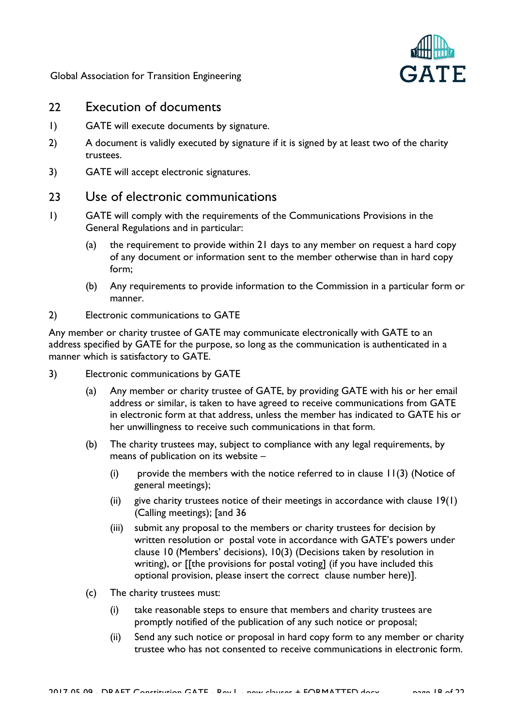## 22 Execution of documents

1) GATE will execute documents by signature.

2) A document is validly executed by signature if it is signed by at least two of the charity trustees.

3) GATE will accept electronic signatures.

## 23 Use of electronic communications

1) GATE will comply with the requirements of the Communications Provisions in the General Regulations and in particular:

   (a) the requirement to provide within 21 days to any member on request a hard copy of any document or information sent to the member otherwise than in hard copy form;

   (b) Any requirements to provide information to the Commission in a particular form or manner.

2) Electronic communications to GATE

Any member or charity trustee of GATE may communicate electronically with GATE to an address specified by GATE for the purpose, so long as the communication is authenticated in a manner which is satisfactory to GATE.

3) Electronic communications by GATE

   (a) Any member or charity trustee of GATE, by providing GATE with his or her email address or similar, is taken to have agreed to receive communications from GATE in electronic form at that address, unless the member has indicated to GATE his or her unwillingness to receive such communications in that form.

   (b) The charity trustees may, subject to compliance with any legal requirements, by means of publication on its website –

      (i) provide the members with the notice referred to in clause 11(3) (Notice of general meetings);

      (ii) give charity trustees notice of their meetings in accordance with clause 19(1) (Calling meetings); [and 36

      (iii) submit any proposal to the members or charity trustees for decision by written resolution or postal vote in accordance with GATE's powers under clause 10 (Members' decisions), 10(3) (Decisions taken by resolution in writing), or [[the provisions for postal voting] (if you have included this optional provision, please insert the correct clause number here)].

   (c) The charity trustees must:

      (i) take reasonable steps to ensure that members and charity trustees are promptly notified of the publication of any such notice or proposal;

      (ii) Send any such notice or proposal in hard copy form to any member or charity trustee who has not consented to receive communications in electronic form.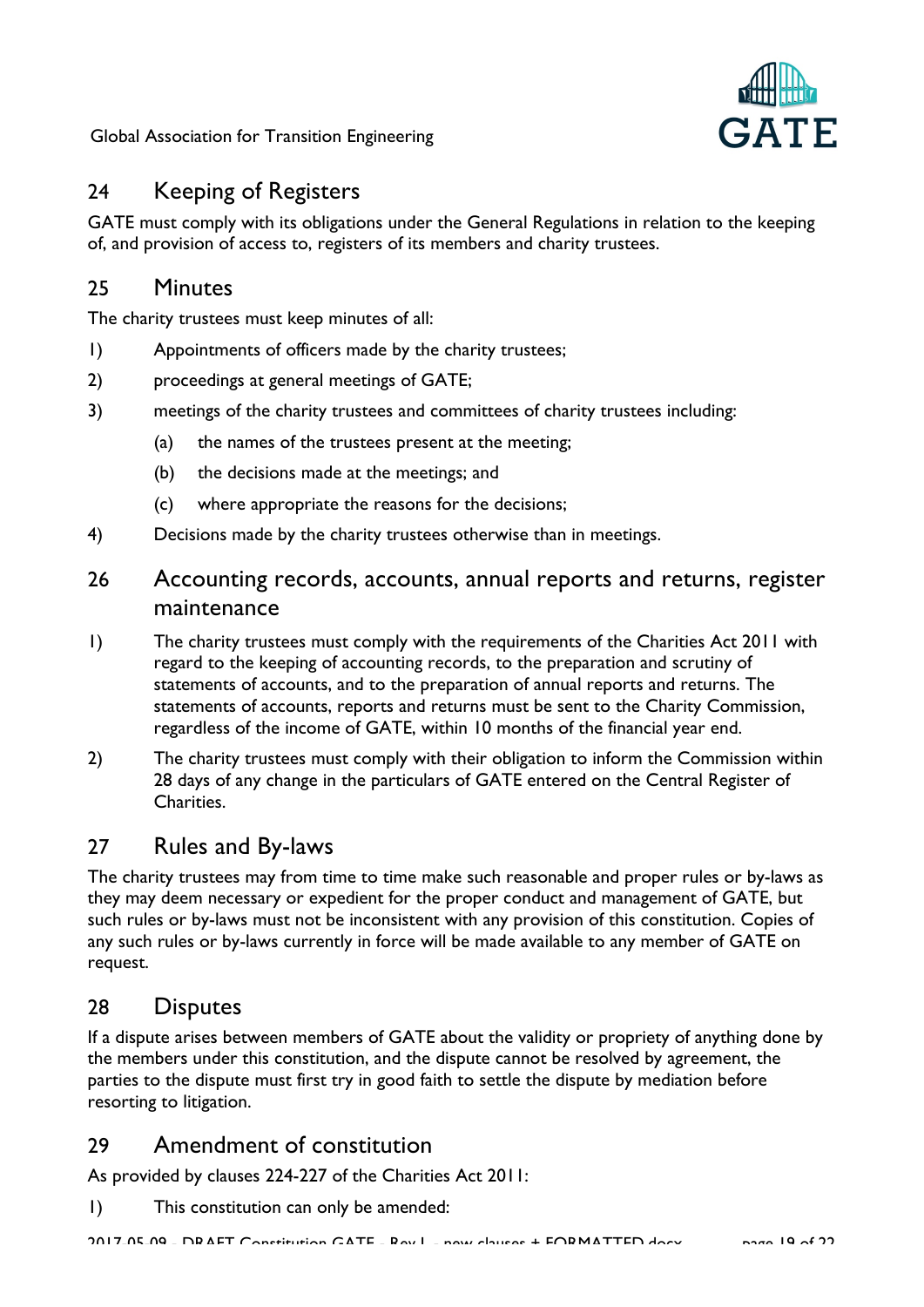## 24 Keeping of Registers

GATE must comply with its obligations under the General Regulations in relation to the keeping of, and provision of access to, registers of its members and charity trustees.

## 25 Minutes

The charity trustees must keep minutes of all:

1) Appointments of officers made by the charity trustees;
2) proceedings at general meetings of GATE;
3) meetings of the charity trustees and committees of charity trustees including:
   (a) the names of the trustees present at the meeting;
   (b) the decisions made at the meetings; and
   (c) where appropriate the reasons for the decisions;
4) Decisions made by the charity trustees otherwise than in meetings.

## 26 Accounting records, accounts, annual reports and returns, register maintenance

1) The charity trustees must comply with the requirements of the Charities Act 2011 with regard to the keeping of accounting records, to the preparation and scrutiny of statements of accounts, and to the preparation of annual reports and returns. The statements of accounts, reports and returns must be sent to the Charity Commission, regardless of the income of GATE, within 10 months of the financial year end.
2) The charity trustees must comply with their obligation to inform the Commission within 28 days of any change in the particulars of GATE entered on the Central Register of Charities.

## 27 Rules and By-laws

The charity trustees may from time to time make such reasonable and proper rules or by-laws as they may deem necessary or expedient for the proper conduct and management of GATE, but such rules or by-laws must not be inconsistent with any provision of this constitution. Copies of any such rules or by-laws currently in force will be made available to any member of GATE on request.

## 28 Disputes

If a dispute arises between members of GATE about the validity or propriety of anything done by the members under this constitution, and the dispute cannot be resolved by agreement, the parties to the dispute must first try in good faith to settle the dispute by mediation before resorting to litigation.

## 29 Amendment of constitution

As provided by clauses 224-227 of the Charities Act 2011:

1) This constitution can only be amended: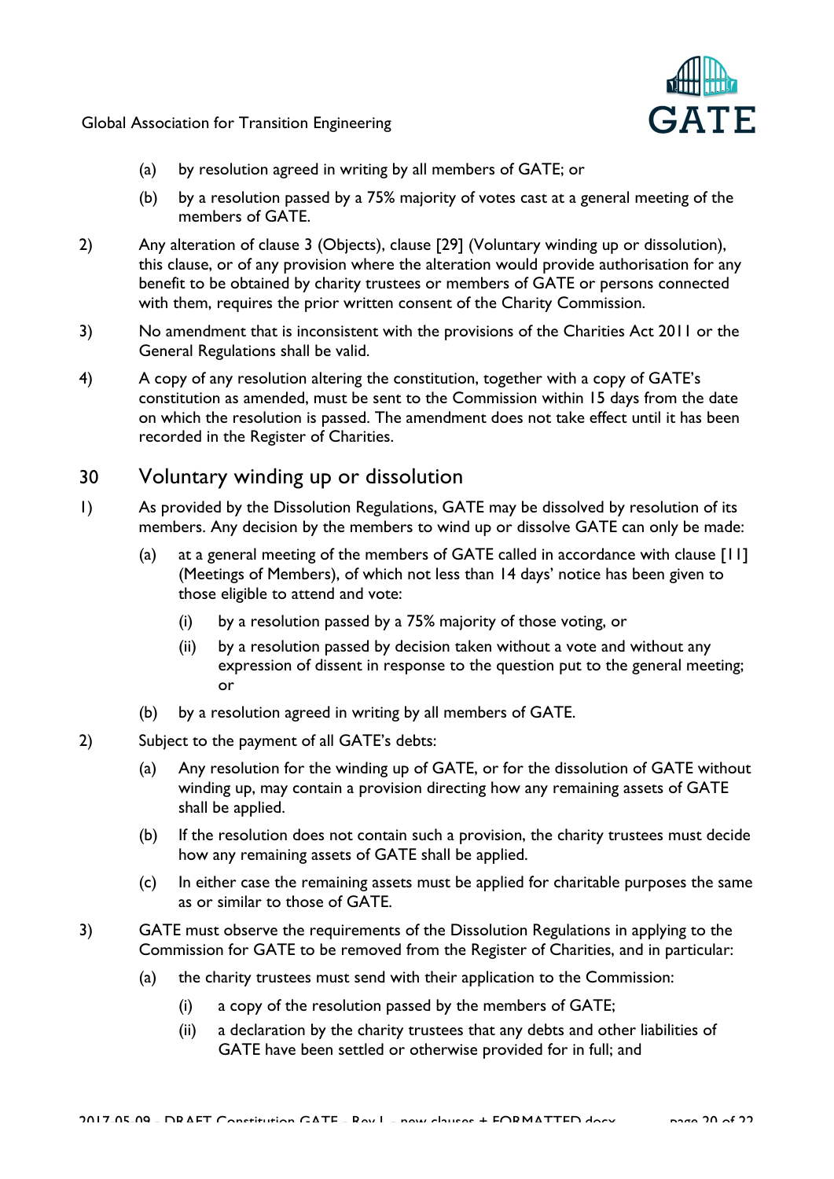(a) by resolution agreed in writing by all members of GATE; or

(b) by a resolution passed by a 75% majority of votes cast at a general meeting of the members of GATE.

2) Any alteration of clause 3 (Objects), clause [29] (Voluntary winding up or dissolution), this clause, or of any provision where the alteration would provide authorisation for any benefit to be obtained by charity trustees or members of GATE or persons connected with them, requires the prior written consent of the Charity Commission.

3) No amendment that is inconsistent with the provisions of the Charities Act 2011 or the General Regulations shall be valid.

4) A copy of any resolution altering the constitution, together with a copy of GATE's constitution as amended, must be sent to the Commission within 15 days from the date on which the resolution is passed. The amendment does not take effect until it has been recorded in the Register of Charities.

## 30 Voluntary winding up or dissolution

1) As provided by the Dissolution Regulations, GATE may be dissolved by resolution of its members. Any decision by the members to wind up or dissolve GATE can only be made:

   (a) at a general meeting of the members of GATE called in accordance with clause [11] (Meetings of Members), of which not less than 14 days' notice has been given to those eligible to attend and vote:

      (i) by a resolution passed by a 75% majority of those voting, or

      (ii) by a resolution passed by decision taken without a vote and without any expression of dissent in response to the question put to the general meeting; or

   (b) by a resolution agreed in writing by all members of GATE.

2) Subject to the payment of all GATE's debts:

   (a) Any resolution for the winding up of GATE, or for the dissolution of GATE without winding up, may contain a provision directing how any remaining assets of GATE shall be applied.

   (b) If the resolution does not contain such a provision, the charity trustees must decide how any remaining assets of GATE shall be applied.

   (c) In either case the remaining assets must be applied for charitable purposes the same as or similar to those of GATE.

3) GATE must observe the requirements of the Dissolution Regulations in applying to the Commission for GATE to be removed from the Register of Charities, and in particular:

   (a) the charity trustees must send with their application to the Commission:

      (i) a copy of the resolution passed by the members of GATE;

      (ii) a declaration by the charity trustees that any debts and other liabilities of GATE have been settled or otherwise provided for in full; and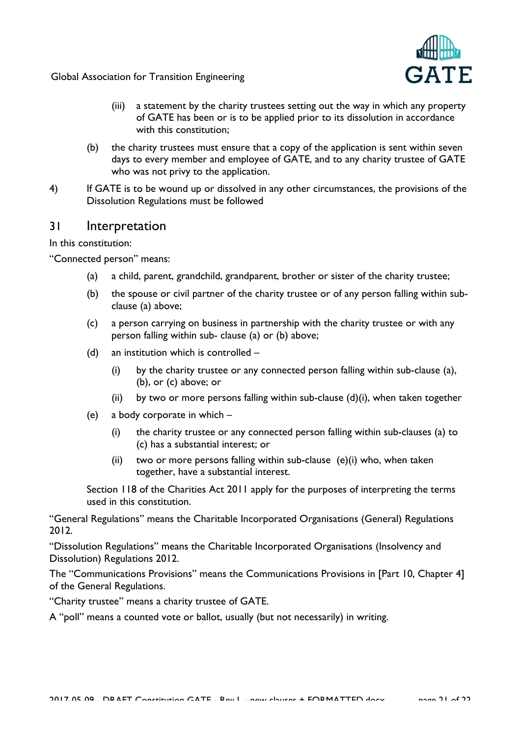(iii) a statement by the charity trustees setting out the way in which any property of GATE has been or is to be applied prior to its dissolution in accordance with this constitution;

(b) the charity trustees must ensure that a copy of the application is sent within seven days to every member and employee of GATE, and to any charity trustee of GATE who was not privy to the application.

4) If GATE is to be wound up or dissolved in any other circumstances, the provisions of the Dissolution Regulations must be followed

## 31 Interpretation

In this constitution:

"Connected person" means:

(a) a child, parent, grandchild, grandparent, brother or sister of the charity trustee;

(b) the spouse or civil partner of the charity trustee or of any person falling within sub-clause (a) above;

(c) a person carrying on business in partnership with the charity trustee or with any person falling within sub- clause (a) or (b) above;

(d) an institution which is controlled –

(i) by the charity trustee or any connected person falling within sub-clause (a), (b), or (c) above; or

(ii) by two or more persons falling within sub-clause (d)(i), when taken together

(e) a body corporate in which –

(i) the charity trustee or any connected person falling within sub-clauses (a) to (c) has a substantial interest; or

(ii) two or more persons falling within sub-clause (e)(i) who, when taken together, have a substantial interest.

Section 118 of the Charities Act 2011 apply for the purposes of interpreting the terms used in this constitution.

"General Regulations" means the Charitable Incorporated Organisations (General) Regulations 2012.

"Dissolution Regulations" means the Charitable Incorporated Organisations (Insolvency and Dissolution) Regulations 2012.

The "Communications Provisions" means the Communications Provisions in [Part 10, Chapter 4] of the General Regulations.

"Charity trustee" means a charity trustee of GATE.

A "poll" means a counted vote or ballot, usually (but not necessarily) in writing.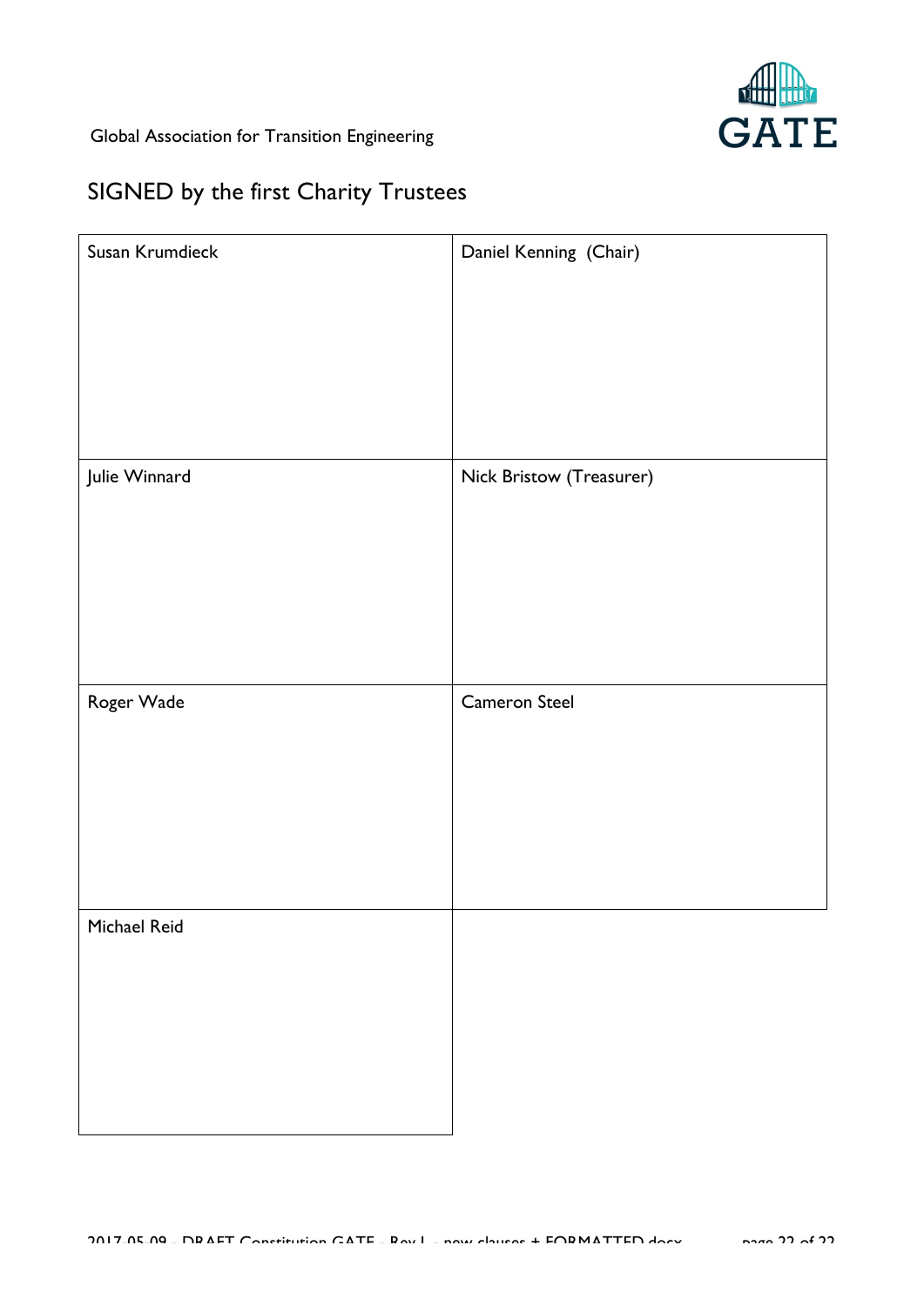## SIGNED by the first Charity Trustees

| | |
|---|---|
| Susan Krumdieck | Daniel Kenning (Chair) |
| Julie Winnard | Nick Bristow (Treasurer) |
| Roger Wade | Cameron Steel |
| Michael Reid | |